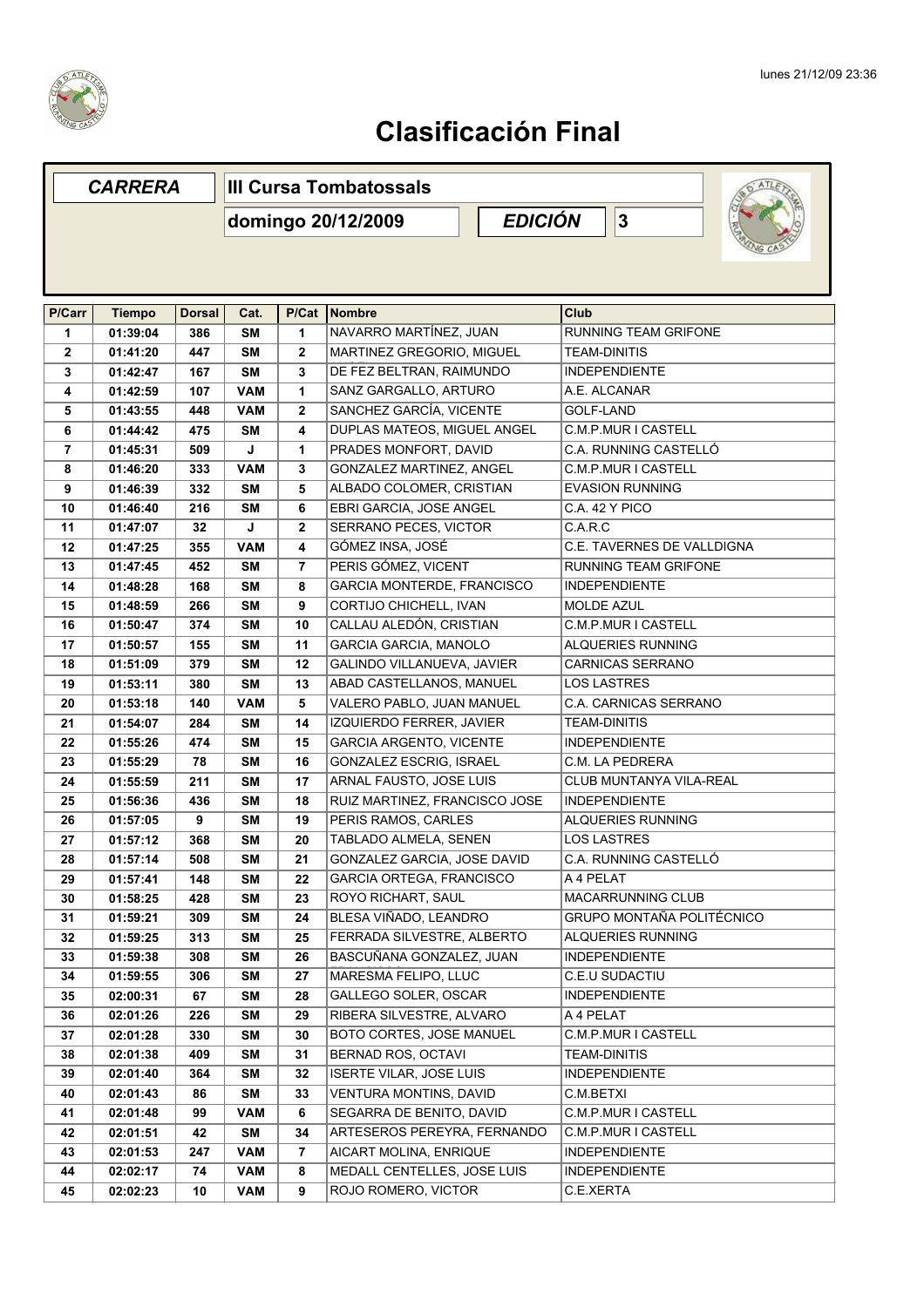# Clasificación Final

| *CARRERA* | III Cursa Tombatossals |
|---|---|
| | domingo 20/12/2009 |
| *EDICIÓN* | 3 |

| P/Carr | Tiempo | Dorsal | Cat. | P/Cat | Nombre | Club |
|---|---|---|---|---|---|---|
| 1 | 01:39:04 | 386 | SM | 1 | NAVARRO MARTÍNEZ, JUAN | RUNNING TEAM GRIFONE |
| 2 | 01:41:20 | 447 | SM | 2 | MARTINEZ GREGORIO, MIGUEL | TEAM-DINITIS |
| 3 | 01:42:47 | 167 | SM | 3 | DE FEZ BELTRAN, RAIMUNDO | INDEPENDIENTE |
| 4 | 01:42:59 | 107 | VAM | 1 | SANZ GARGALLO, ARTURO | A.E. ALCANAR |
| 5 | 01:43:55 | 448 | VAM | 2 | SANCHEZ GARCÍA, VICENTE | GOLF-LAND |
| 6 | 01:44:42 | 475 | SM | 4 | DUPLAS MATEOS, MIGUEL ANGEL | C.M.P.MUR I CASTELL |
| 7 | 01:45:31 | 509 | J | 1 | PRADES MONFORT, DAVID | C.A. RUNNING CASTELLÓ |
| 8 | 01:46:20 | 333 | VAM | 3 | GONZALEZ MARTINEZ, ANGEL | C.M.P.MUR I CASTELL |
| 9 | 01:46:39 | 332 | SM | 5 | ALBADO COLOMER, CRISTIAN | EVASION RUNNING |
| 10 | 01:46:40 | 216 | SM | 6 | EBRI GARCIA, JOSE ANGEL | C.A. 42 Y PICO |
| 11 | 01:47:07 | 32 | J | 2 | SERRANO PECES, VICTOR | C.A.R.C |
| 12 | 01:47:25 | 355 | VAM | 4 | GÓMEZ INSA, JOSÉ | C.E. TAVERNES DE VALLDIGNA |
| 13 | 01:47:45 | 452 | SM | 7 | PERIS GÓMEZ, VICENT | RUNNING TEAM GRIFONE |
| 14 | 01:48:28 | 168 | SM | 8 | GARCIA MONTERDE, FRANCISCO | INDEPENDIENTE |
| 15 | 01:48:59 | 266 | SM | 9 | CORTIJO CHICHELL, IVAN | MOLDE AZUL |
| 16 | 01:50:47 | 374 | SM | 10 | CALLAU ALEDÓN, CRISTIAN | C.M.P.MUR I CASTELL |
| 17 | 01:50:57 | 155 | SM | 11 | GARCIA GARCIA, MANOLO | ALQUERIES RUNNING |
| 18 | 01:51:09 | 379 | SM | 12 | GALINDO VILLANUEVA, JAVIER | CARNICAS SERRANO |
| 19 | 01:53:11 | 380 | SM | 13 | ABAD CASTELLANOS, MANUEL | LOS LASTRES |
| 20 | 01:53:18 | 140 | VAM | 5 | VALERO PABLO, JUAN MANUEL | C.A. CARNICAS SERRANO |
| 21 | 01:54:07 | 284 | SM | 14 | IZQUIERDO FERRER, JAVIER | TEAM-DINITIS |
| 22 | 01:55:26 | 474 | SM | 15 | GARCIA ARGENTO, VICENTE | INDEPENDIENTE |
| 23 | 01:55:29 | 78 | SM | 16 | GONZALEZ ESCRIG, ISRAEL | C.M. LA PEDRERA |
| 24 | 01:55:59 | 211 | SM | 17 | ARNAL FAUSTO, JOSE LUIS | CLUB MUNTANYA VILA-REAL |
| 25 | 01:56:36 | 436 | SM | 18 | RUIZ MARTINEZ, FRANCISCO JOSE | INDEPENDIENTE |
| 26 | 01:57:05 | 9 | SM | 19 | PERIS RAMOS, CARLES | ALQUERIES RUNNING |
| 27 | 01:57:12 | 368 | SM | 20 | TABLADO ALMELA, SENEN | LOS LASTRES |
| 28 | 01:57:14 | 508 | SM | 21 | GONZALEZ GARCIA, JOSE DAVID | C.A. RUNNING CASTELLÓ |
| 29 | 01:57:41 | 148 | SM | 22 | GARCIA ORTEGA, FRANCISCO | A 4 PELAT |
| 30 | 01:58:25 | 428 | SM | 23 | ROYO RICHART, SAUL | MACARRUNNING CLUB |
| 31 | 01:59:21 | 309 | SM | 24 | BLESA VIÑADO, LEANDRO | GRUPO MONTAÑA POLITÉCNICO |
| 32 | 01:59:25 | 313 | SM | 25 | FERRADA SILVESTRE, ALBERTO | ALQUERIES RUNNING |
| 33 | 01:59:38 | 308 | SM | 26 | BASCUÑANA GONZALEZ, JUAN | INDEPENDIENTE |
| 34 | 01:59:55 | 306 | SM | 27 | MARESMA FELIPO, LLUC | C.E.U SUDACTIU |
| 35 | 02:00:31 | 67 | SM | 28 | GALLEGO SOLER, OSCAR | INDEPENDIENTE |
| 36 | 02:01:26 | 226 | SM | 29 | RIBERA SILVESTRE, ALVARO | A 4 PELAT |
| 37 | 02:01:28 | 330 | SM | 30 | BOTO CORTES, JOSE MANUEL | C.M.P.MUR I CASTELL |
| 38 | 02:01:38 | 409 | SM | 31 | BERNAD ROS, OCTAVI | TEAM-DINITIS |
| 39 | 02:01:40 | 364 | SM | 32 | ISERTE VILAR, JOSE LUIS | INDEPENDIENTE |
| 40 | 02:01:43 | 86 | SM | 33 | VENTURA MONTINS, DAVID | C.M.BETXI |
| 41 | 02:01:48 | 99 | VAM | 6 | SEGARRA DE BENITO, DAVID | C.M.P.MUR I CASTELL |
| 42 | 02:01:51 | 42 | SM | 34 | ARTESEROS PEREYRA, FERNANDO | C.M.P.MUR I CASTELL |
| 43 | 02:01:53 | 247 | VAM | 7 | AICART MOLINA, ENRIQUE | INDEPENDIENTE |
| 44 | 02:02:17 | 74 | VAM | 8 | MEDALL CENTELLES, JOSE LUIS | INDEPENDIENTE |
| 45 | 02:02:23 | 10 | VAM | 9 | ROJO ROMERO, VICTOR | C.E.XERTA |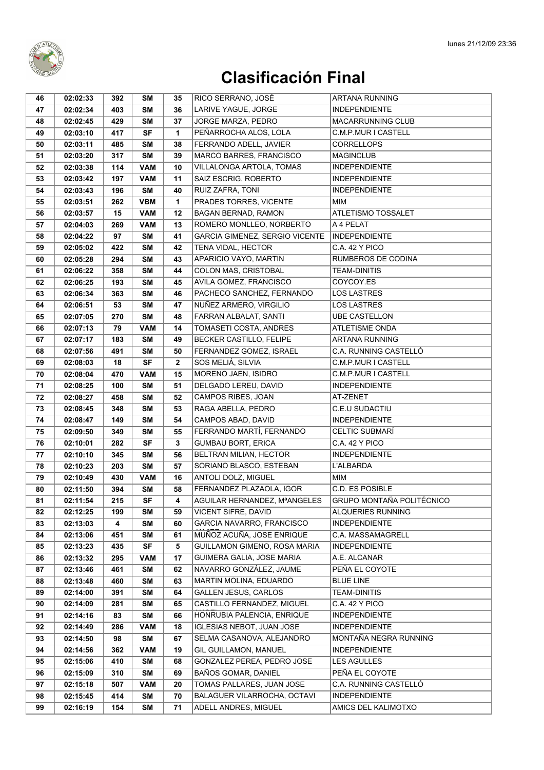# Clasificación Final

| 46 | 02:02:33 | 392 | SM | 35 | RICO SERRANO, JOSÉ | ARTANA RUNNING |
|---|---|---|---|---|---|---|
| 47 | 02:02:34 | 403 | SM | 36 | LARIVE YAGUE, JORGE | INDEPENDIENTE |
| 48 | 02:02:45 | 429 | SM | 37 | JORGE MARZA, PEDRO | MACARRUNNING CLUB |
| 49 | 02:03:10 | 417 | SF | 1 | PEÑARROCHA ALOS, LOLA | C.M.P.MUR I CASTELL |
| 50 | 02:03:11 | 485 | SM | 38 | FERRANDO ADELL, JAVIER | CORRELLOPS |
| 51 | 02:03:20 | 317 | SM | 39 | MARCO BARRES, FRANCISCO | MAGINCLUB |
| 52 | 02:03:38 | 114 | VAM | 10 | VILLALONGA ARTOLA, TOMAS | INDEPENDIENTE |
| 53 | 02:03:42 | 197 | VAM | 11 | SAIZ ESCRIG, ROBERTO | INDEPENDIENTE |
| 54 | 02:03:43 | 196 | SM | 40 | RUIZ ZAFRA, TONI | INDEPENDIENTE |
| 55 | 02:03:51 | 262 | VBM | 1 | PRADES TORRES, VICENTE | MIM |
| 56 | 02:03:57 | 15 | VAM | 12 | BAGAN BERNAD, RAMON | ATLETISMO TOSSALET |
| 57 | 02:04:03 | 269 | VAM | 13 | ROMERO MONLLEO, NORBERTO | A 4 PELAT |
| 58 | 02:04:22 | 97 | SM | 41 | GARCIA GIMENEZ, SERGIO VICENTE | INDEPENDIENTE |
| 59 | 02:05:02 | 422 | SM | 42 | TENA VIDAL, HECTOR | C.A. 42 Y PICO |
| 60 | 02:05:28 | 294 | SM | 43 | APARICIO VAYO, MARTIN | RUMBEROS DE CODINA |
| 61 | 02:06:22 | 358 | SM | 44 | COLON MAS, CRISTOBAL | TEAM-DINITIS |
| 62 | 02:06:25 | 193 | SM | 45 | AVILA GOMEZ, FRANCISCO | COYCOY.ES |
| 63 | 02:06:34 | 363 | SM | 46 | PACHECO SANCHEZ, FERNANDO | LOS LASTRES |
| 64 | 02:06:51 | 53 | SM | 47 | NUÑEZ ARMERO, VIRGILIO | LOS LASTRES |
| 65 | 02:07:05 | 270 | SM | 48 | FARRAN ALBALAT, SANTI | UBE CASTELLON |
| 66 | 02:07:13 | 79 | VAM | 14 | TOMASETI COSTA, ANDRES | ATLETISME ONDA |
| 67 | 02:07:17 | 183 | SM | 49 | BECKER CASTILLO, FELIPE | ARTANA RUNNING |
| 68 | 02:07:56 | 491 | SM | 50 | FERNANDEZ GOMEZ, ISRAEL | C.A. RUNNING CASTELLÓ |
| 69 | 02:08:03 | 18 | SF | 2 | SOS MELIÁ, SILVIA | C.M.P.MUR I CASTELL |
| 70 | 02:08:04 | 470 | VAM | 15 | MORENO JAEN, ISIDRO | C.M.P.MUR I CASTELL |
| 71 | 02:08:25 | 100 | SM | 51 | DELGADO LEREU, DAVID | INDEPENDIENTE |
| 72 | 02:08:27 | 458 | SM | 52 | CAMPOS RIBES, JOAN | AT-ZENET |
| 73 | 02:08:45 | 348 | SM | 53 | RAGA ABELLA, PEDRO | C.E.U SUDACTIU |
| 74 | 02:08:47 | 149 | SM | 54 | CAMPOS ABAD, DAVID | INDEPENDIENTE |
| 75 | 02:09:50 | 349 | SM | 55 | FERRANDO MARTÍ, FERNANDO | CELTIC SUBMARÍ |
| 76 | 02:10:01 | 282 | SF | 3 | GUMBAU BORT, ERICA | C.A. 42 Y PICO |
| 77 | 02:10:10 | 345 | SM | 56 | BELTRAN MILIAN, HECTOR | INDEPENDIENTE |
| 78 | 02:10:23 | 203 | SM | 57 | SORIANO BLASCO, ESTEBAN | L'ALBARDA |
| 79 | 02:10:49 | 430 | VAM | 16 | ANTOLI DOLZ, MIGUEL | MIM |
| 80 | 02:11:50 | 394 | SM | 58 | FERNANDEZ PLAZAOLA, IGOR | C.D. ES POSIBLE |
| 81 | 02:11:54 | 215 | SF | 4 | AGUILAR HERNANDEZ, MªANGELES | GRUPO MONTAÑA POLITÉCNICO |
| 82 | 02:12:25 | 199 | SM | 59 | VICENT SIFRE, DAVID | ALQUERIES RUNNING |
| 83 | 02:13:03 | 4 | SM | 60 | GARCIA NAVARRO, FRANCISCO | INDEPENDIENTE |
| 84 | 02:13:06 | 451 | SM | 61 | MUÑOZ ACUÑA, JOSE ENRIQUE | C.A. MASSAMAGRELL |
| 85 | 02:13:23 | 435 | SF | 5 | GUILLAMON GIMENO, ROSA MARIA | INDEPENDIENTE |
| 86 | 02:13:32 | 295 | VAM | 17 | GUIMERA GALIA, JOSE MARIA | A.E. ALCANAR |
| 87 | 02:13:46 | 461 | SM | 62 | NAVARRO GONZÁLEZ, JAUME | PEÑA EL COYOTE |
| 88 | 02:13:48 | 460 | SM | 63 | MARTIN MOLINA, EDUARDO | BLUE LINE |
| 89 | 02:14:00 | 391 | SM | 64 | GALLEN JESUS, CARLOS | TEAM-DINITIS |
| 90 | 02:14:09 | 281 | SM | 65 | CASTILLO FERNANDEZ, MIGUEL | C.A. 42 Y PICO |
| 91 | 02:14:16 | 83 | SM | 66 | HONRUBIA PALENCIA, ENRIQUE | INDEPENDIENTE |
| 92 | 02:14:49 | 286 | VAM | 18 | IGLESIAS NEBOT, JUAN JOSE | INDEPENDIENTE |
| 93 | 02:14:50 | 98 | SM | 67 | SELMA CASANOVA, ALEJANDRO | MONTAÑA NEGRA RUNNING |
| 94 | 02:14:56 | 362 | VAM | 19 | GIL GUILLAMON, MANUEL | INDEPENDIENTE |
| 95 | 02:15:06 | 410 | SM | 68 | GONZALEZ PEREA, PEDRO JOSE | LES AGULLES |
| 96 | 02:15:09 | 310 | SM | 69 | BAÑOS GOMAR, DANIEL | PEÑA EL COYOTE |
| 97 | 02:15:18 | 507 | VAM | 20 | TOMAS PALLARES, JUAN JOSE | C.A. RUNNING CASTELLÓ |
| 98 | 02:15:45 | 414 | SM | 70 | BALAGUER VILARROCHA, OCTAVI | INDEPENDIENTE |
| 99 | 02:16:19 | 154 | SM | 71 | ADELL ANDRES, MIGUEL | AMICS DEL KALIMOTXO |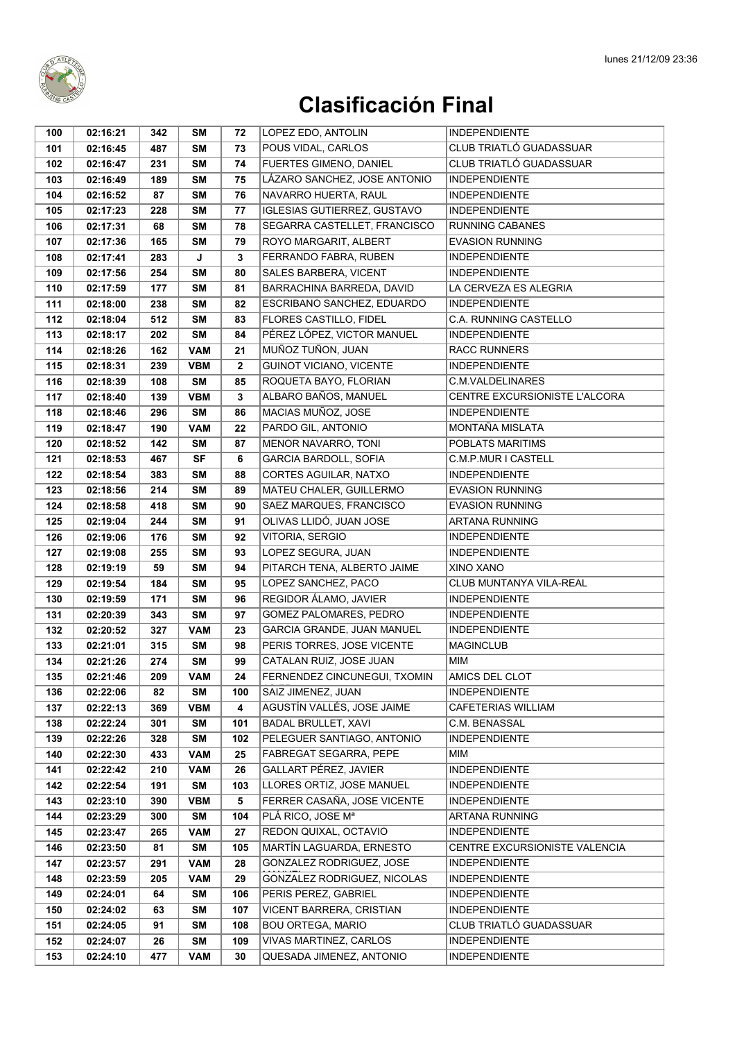# Clasificación Final

| 100 | 02:16:21 | 342 | SM | 72 | LOPEZ EDO, ANTOLIN | INDEPENDIENTE |
|---|---|---|---|---|---|---|
| 101 | 02:16:45 | 487 | SM | 73 | POUS VIDAL, CARLOS | CLUB TRIATLÓ GUADASSUAR |
| 102 | 02:16:47 | 231 | SM | 74 | FUERTES GIMENO, DANIEL | CLUB TRIATLÓ GUADASSUAR |
| 103 | 02:16:49 | 189 | SM | 75 | LÁZARO SANCHEZ, JOSE ANTONIO | INDEPENDIENTE |
| 104 | 02:16:52 | 87 | SM | 76 | NAVARRO HUERTA, RAUL | INDEPENDIENTE |
| 105 | 02:17:23 | 228 | SM | 77 | IGLESIAS GUTIERREZ, GUSTAVO | INDEPENDIENTE |
| 106 | 02:17:31 | 68 | SM | 78 | SEGARRA CASTELLET, FRANCISCO | RUNNING CABANES |
| 107 | 02:17:36 | 165 | SM | 79 | ROYO MARGARIT, ALBERT | EVASION RUNNING |
| 108 | 02:17:41 | 283 | J | 3 | FERRANDO FABRA, RUBEN | INDEPENDIENTE |
| 109 | 02:17:56 | 254 | SM | 80 | SALES BARBERA, VICENT | INDEPENDIENTE |
| 110 | 02:17:59 | 177 | SM | 81 | BARRACHINA BARREDA, DAVID | LA CERVEZA ES ALEGRIA |
| 111 | 02:18:00 | 238 | SM | 82 | ESCRIBANO SANCHEZ, EDUARDO | INDEPENDIENTE |
| 112 | 02:18:04 | 512 | SM | 83 | FLORES CASTILLO, FIDEL | C.A. RUNNING CASTELLO |
| 113 | 02:18:17 | 202 | SM | 84 | PÉREZ LÓPEZ, VICTOR MANUEL | INDEPENDIENTE |
| 114 | 02:18:26 | 162 | VAM | 21 | MUÑOZ TUÑON, JUAN | RACC RUNNERS |
| 115 | 02:18:31 | 239 | VBM | 2 | GUINOT VICIANO, VICENTE | INDEPENDIENTE |
| 116 | 02:18:39 | 108 | SM | 85 | ROQUETA BAYO, FLORIAN | C.M.VALDELINARES |
| 117 | 02:18:40 | 139 | VBM | 3 | ALBARO BAÑOS, MANUEL | CENTRE EXCURSIONISTE L'ALCORA |
| 118 | 02:18:46 | 296 | SM | 86 | MACIAS MUÑOZ, JOSE | INDEPENDIENTE |
| 119 | 02:18:47 | 190 | VAM | 22 | PARDO GIL, ANTONIO | MONTAÑA MISLATA |
| 120 | 02:18:52 | 142 | SM | 87 | MENOR NAVARRO, TONI | POBLATS MARITIMS |
| 121 | 02:18:53 | 467 | SF | 6 | GARCIA BARDOLL, SOFIA | C.M.P.MUR I CASTELL |
| 122 | 02:18:54 | 383 | SM | 88 | CORTES AGUILAR, NATXO | INDEPENDIENTE |
| 123 | 02:18:56 | 214 | SM | 89 | MATEU CHALER, GUILLERMO | EVASION RUNNING |
| 124 | 02:18:58 | 418 | SM | 90 | SAEZ MARQUES, FRANCISCO | EVASION RUNNING |
| 125 | 02:19:04 | 244 | SM | 91 | OLIVAS LLIDÓ, JUAN JOSE | ARTANA RUNNING |
| 126 | 02:19:06 | 176 | SM | 92 | VITORIA, SERGIO | INDEPENDIENTE |
| 127 | 02:19:08 | 255 | SM | 93 | LOPEZ SEGURA, JUAN | INDEPENDIENTE |
| 128 | 02:19:19 | 59 | SM | 94 | PITARCH TENA, ALBERTO JAIME | XINO XANO |
| 129 | 02:19:54 | 184 | SM | 95 | LOPEZ SANCHEZ, PACO | CLUB MUNTANYA VILA-REAL |
| 130 | 02:19:59 | 171 | SM | 96 | REGIDOR ÁLAMO, JAVIER | INDEPENDIENTE |
| 131 | 02:20:39 | 343 | SM | 97 | GOMEZ PALOMARES, PEDRO | INDEPENDIENTE |
| 132 | 02:20:52 | 327 | VAM | 23 | GARCIA GRANDE, JUAN MANUEL | INDEPENDIENTE |
| 133 | 02:21:01 | 315 | SM | 98 | PERIS TORRES, JOSE VICENTE | MAGINCLUB |
| 134 | 02:21:26 | 274 | SM | 99 | CATALAN RUIZ, JOSE JUAN | MIM |
| 135 | 02:21:46 | 209 | VAM | 24 | FERNENDEZ CINCUNEGUI, TXOMIN | AMICS DEL CLOT |
| 136 | 02:22:06 | 82 | SM | 100 | SAIZ JIMENEZ, JUAN | INDEPENDIENTE |
| 137 | 02:22:13 | 369 | VBM | 4 | AGUSTÍN VALLÉS, JOSE JAIME | CAFETERIAS WILLIAM |
| 138 | 02:22:24 | 301 | SM | 101 | BADAL BRULLET, XAVI | C.M. BENASSAL |
| 139 | 02:22:26 | 328 | SM | 102 | PELEGUER SANTIAGO, ANTONIO | INDEPENDIENTE |
| 140 | 02:22:30 | 433 | VAM | 25 | FABREGAT SEGARRA, PEPE | MIM |
| 141 | 02:22:42 | 210 | VAM | 26 | GALLART PÉREZ, JAVIER | INDEPENDIENTE |
| 142 | 02:22:54 | 191 | SM | 103 | LLORES ORTIZ, JOSE MANUEL | INDEPENDIENTE |
| 143 | 02:23:10 | 390 | VBM | 5 | FERRER CASAÑA, JOSE VICENTE | INDEPENDIENTE |
| 144 | 02:23:29 | 300 | SM | 104 | PLÁ RICO, JOSE Mª | ARTANA RUNNING |
| 145 | 02:23:47 | 265 | VAM | 27 | REDON QUIXAL, OCTAVIO | INDEPENDIENTE |
| 146 | 02:23:50 | 81 | SM | 105 | MARTÍN LAGUARDA, ERNESTO | CENTRE EXCURSIONISTE VALENCIA |
| 147 | 02:23:57 | 291 | VAM | 28 | GONZALEZ RODRIGUEZ, JOSE MANUEL | INDEPENDIENTE |
| 148 | 02:23:59 | 205 | VAM | 29 | GONZALEZ RODRIGUEZ, NICOLAS | INDEPENDIENTE |
| 149 | 02:24:01 | 64 | SM | 106 | PERIS PEREZ, GABRIEL | INDEPENDIENTE |
| 150 | 02:24:02 | 63 | SM | 107 | VICENT BARRERA, CRISTIAN | INDEPENDIENTE |
| 151 | 02:24:05 | 91 | SM | 108 | BOU ORTEGA, MARIO | CLUB TRIATLÓ GUADASSUAR |
| 152 | 02:24:07 | 26 | SM | 109 | VIVAS MARTINEZ, CARLOS | INDEPENDIENTE |
| 153 | 02:24:10 | 477 | VAM | 30 | QUESADA JIMENEZ, ANTONIO | INDEPENDIENTE |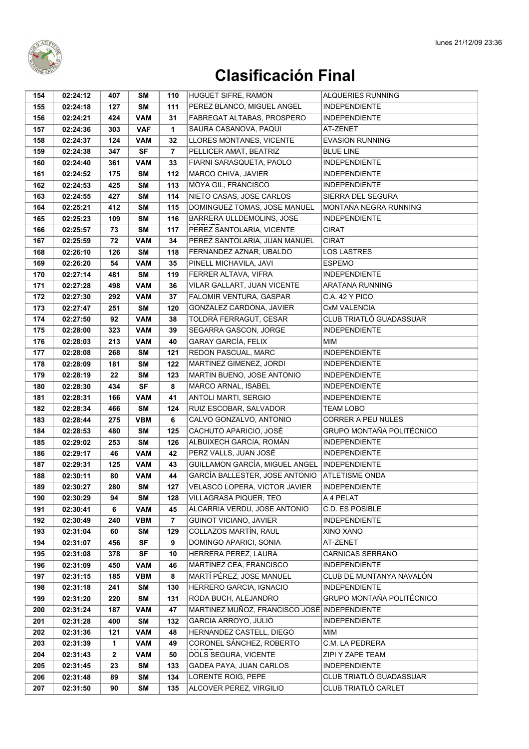# Clasificación Final

| 154 | 02:24:12 | 407 | SM | 110 | HUGUET SIFRE, RAMON | ALQUERIES RUNNING |
|---|---|---|---|---|---|---|
| 155 | 02:24:18 | 127 | SM | 111 | PEREZ BLANCO, MIGUEL ANGEL | INDEPENDIENTE |
| 156 | 02:24:21 | 424 | VAM | 31 | FABREGAT ALTABAS, PROSPERO | INDEPENDIENTE |
| 157 | 02:24:36 | 303 | VAF | 1 | SAURA CASANOVA, PAQUI | AT-ZENET |
| 158 | 02:24:37 | 124 | VAM | 32 | LLORES MONTANES, VICENTE | EVASION RUNNING |
| 159 | 02:24:38 | 347 | SF | 7 | PELLICER AMAT, BEATRIZ | BLUE LINE |
| 160 | 02:24:40 | 361 | VAM | 33 | FIARNI SARASQUETA, PAOLO | INDEPENDIENTE |
| 161 | 02:24:52 | 175 | SM | 112 | MARCO CHIVA, JAVIER | INDEPENDIENTE |
| 162 | 02:24:53 | 425 | SM | 113 | MOYA GIL, FRANCISCO | INDEPENDIENTE |
| 163 | 02:24:55 | 427 | SM | 114 | NIETO CASAS, JOSE CARLOS | SIERRA DEL SEGURA |
| 164 | 02:25:21 | 412 | SM | 115 | DOMINGUEZ TOMAS, JOSE MANUEL | MONTAÑA NEGRA RUNNING |
| 165 | 02:25:23 | 109 | SM | 116 | BARRERA ULLDEMOLINS, JOSE | INDEPENDIENTE |
| 166 | 02:25:57 | 73 | SM | 117 | PEREZ SANTOLARIA, VICENTE | CIRAT |
| 167 | 02:25:59 | 72 | VAM | 34 | PEREZ SANTOLARIA, JUAN MANUEL | CIRAT |
| 168 | 02:26:10 | 126 | SM | 118 | FERNANDEZ AZNAR, UBALDO | LOS LASTRES |
| 169 | 02:26:20 | 54 | VAM | 35 | PINELL MICHAVILA, JAVI | ESPEMO |
| 170 | 02:27:14 | 481 | SM | 119 | FERRER ALTAVA, VIFRA | INDEPENDIENTE |
| 171 | 02:27:28 | 498 | VAM | 36 | VILAR GALLART, JUAN VICENTE | ARATANA RUNNING |
| 172 | 02:27:30 | 292 | VAM | 37 | FALOMIR VENTURA, GASPAR | C.A. 42 Y PICO |
| 173 | 02:27:47 | 251 | SM | 120 | GONZALEZ CARDONA, JAVIER | CxM VALENCIA |
| 174 | 02:27:50 | 92 | VAM | 38 | TOLDRÀ FERRAGUT, CESAR | CLUB TRIATLÓ GUADASSUAR |
| 175 | 02:28:00 | 323 | VAM | 39 | SEGARRA GASCON, JORGE | INDEPENDIENTE |
| 176 | 02:28:03 | 213 | VAM | 40 | GARAY GARCÍA, FELIX | MIM |
| 177 | 02:28:08 | 268 | SM | 121 | REDON PASCUAL, MARC | INDEPENDIENTE |
| 178 | 02:28:09 | 181 | SM | 122 | MARTINEZ GIMENEZ, JORDI | INDEPENDIENTE |
| 179 | 02:28:19 | 22 | SM | 123 | MARTIN BUENO, JOSE ANTONIO | INDEPENDIENTE |
| 180 | 02:28:30 | 434 | SF | 8 | MARCO ARNAL, ISABEL | INDEPENDIENTE |
| 181 | 02:28:31 | 166 | VAM | 41 | ANTOLI MARTI, SERGIO | INDEPENDIENTE |
| 182 | 02:28:34 | 466 | SM | 124 | RUIZ ESCOBAR, SALVADOR | TEAM LOBO |
| 183 | 02:28:44 | 275 | VBM | 6 | CALVO GONZALVO, ANTONIO | CORRER A PEU NULES |
| 184 | 02:28:53 | 480 | SM | 125 | CACHUTO APARICIO, JOSÉ | GRUPO MONTAÑA POLITÉCNICO |
| 185 | 02:29:02 | 253 | SM | 126 | ALBUIXECH GARCíA, ROMÁN | INDEPENDIENTE |
| 186 | 02:29:17 | 46 | VAM | 42 | PERZ VALLS, JUAN JOSÉ | INDEPENDIENTE |
| 187 | 02:29:31 | 125 | VAM | 43 | GUILLAMON GARCÍA, MIGUEL ANGEL | INDEPENDIENTE |
| 188 | 02:30:11 | 80 | VAM | 44 | GARCÍA BALLESTER, JOSE ANTONIO | ATLETISME ONDA |
| 189 | 02:30:27 | 280 | SM | 127 | VELASCO LOPERA, VICTOR JAVIER | INDEPENDIENTE |
| 190 | 02:30:29 | 94 | SM | 128 | VILLAGRASA PIQUER, TEO | A 4 PELAT |
| 191 | 02:30:41 | 6 | VAM | 45 | ALCARRIA VERDU, JOSE ANTONIO | C.D. ES POSIBLE |
| 192 | 02:30:49 | 240 | VBM | 7 | GUINOT VICIANO, JAVIER | INDEPENDIENTE |
| 193 | 02:31:04 | 60 | SM | 129 | COLLAZOS MARTÍN, RAUL | XINO XANO |
| 194 | 02:31:07 | 456 | SF | 9 | DOMINGO APARICI, SONIA | AT-ZENET |
| 195 | 02:31:08 | 378 | SF | 10 | HERRERA PEREZ, LAURA | CARNICAS SERRANO |
| 196 | 02:31:09 | 450 | VAM | 46 | MARTINEZ CEA, FRANCISCO | INDEPENDIENTE |
| 197 | 02:31:15 | 185 | VBM | 8 | MARTÍ PÉREZ, JOSE MANUEL | CLUB DE MUNTANYA NAVALÓN |
| 198 | 02:31:18 | 241 | SM | 130 | HERRERO GARCIA, IGNACIO | INDEPENDIENTE |
| 199 | 02:31:20 | 220 | SM | 131 | RODA BUCH, ALEJANDRO | GRUPO MONTAÑA POLITÉCNICO |
| 200 | 02:31:24 | 187 | VAM | 47 | MARTINEZ MUÑOZ, FRANCISCO JOSÉ | INDEPENDIENTE |
| 201 | 02:31:28 | 400 | SM | 132 | GARCIA ARROYO, JULIO | INDEPENDIENTE |
| 202 | 02:31:36 | 121 | VAM | 48 | HERNANDEZ CASTELL, DIEGO | MIM |
| 203 | 02:31:39 | 1 | VAM | 49 | CORONEL SÁNCHEZ, ROBERTO | C.M. LA PEDRERA |
| 204 | 02:31:43 | 2 | VAM | 50 | DOLS SEGURA, VICENTE | ZIPI Y ZAPE TEAM |
| 205 | 02:31:45 | 23 | SM | 133 | GADEA PAYA, JUAN CARLOS | INDEPENDIENTE |
| 206 | 02:31:48 | 89 | SM | 134 | LORENTE ROIG, PEPE | CLUB TRIATLÓ GUADASSUAR |
| 207 | 02:31:50 | 90 | SM | 135 | ALCOVER PEREZ, VIRGILIO | CLUB TRIATLÓ CARLET |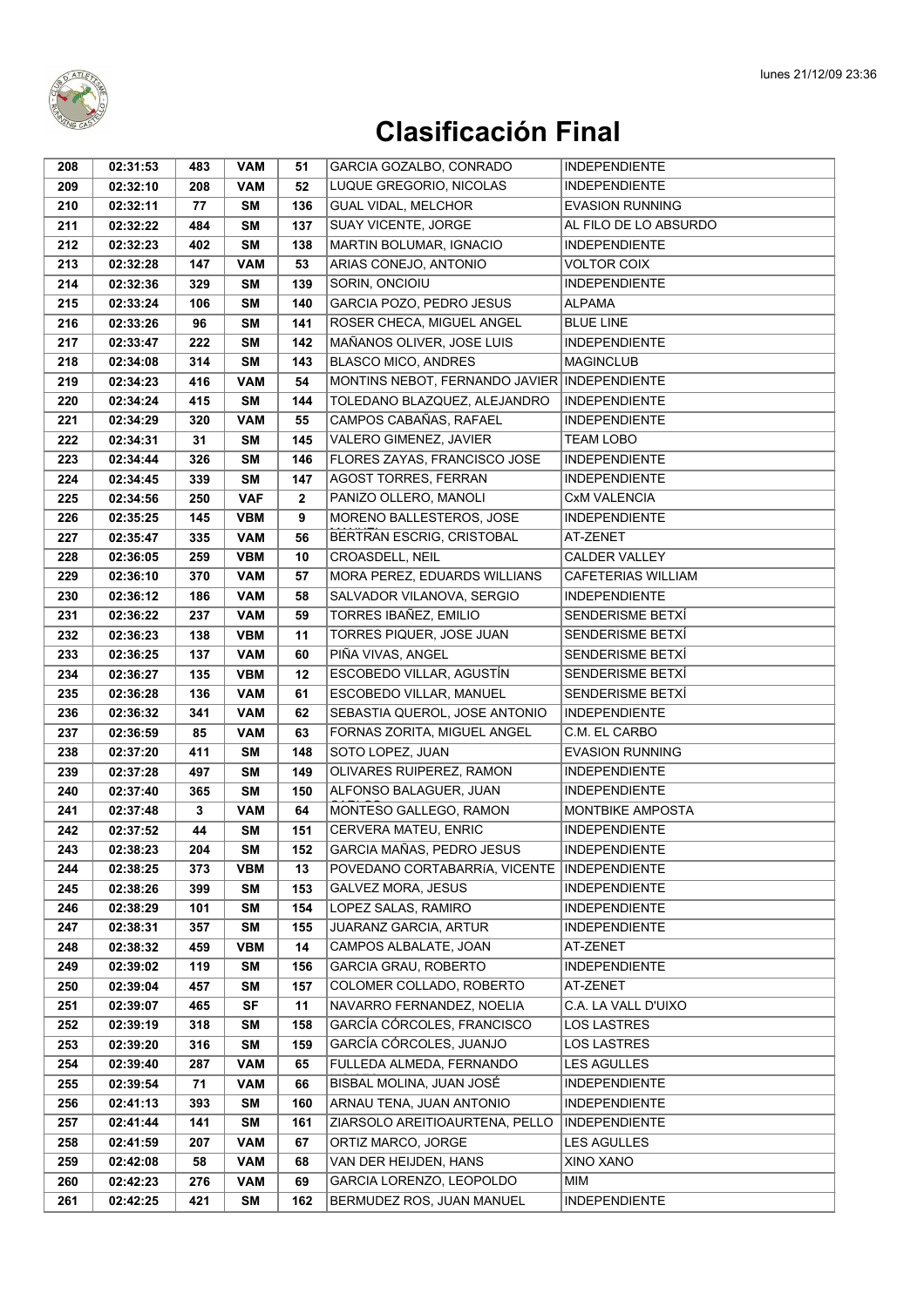# Clasificación Final

| 208 | 02:31:53 | 483 | VAM | 51 | GARCIA GOZALBO, CONRADO | INDEPENDIENTE |
|---|---|---|---|---|---|---|
| 209 | 02:32:10 | 208 | VAM | 52 | LUQUE GREGORIO, NICOLAS | INDEPENDIENTE |
| 210 | 02:32:11 | 77 | SM | 136 | GUAL VIDAL, MELCHOR | EVASION RUNNING |
| 211 | 02:32:22 | 484 | SM | 137 | SUAY VICENTE, JORGE | AL FILO DE LO ABSURDO |
| 212 | 02:32:23 | 402 | SM | 138 | MARTIN BOLUMAR, IGNACIO | INDEPENDIENTE |
| 213 | 02:32:28 | 147 | VAM | 53 | ARIAS CONEJO, ANTONIO | VOLTOR COIX |
| 214 | 02:32:36 | 329 | SM | 139 | SORIN, ONCIOIU | INDEPENDIENTE |
| 215 | 02:33:24 | 106 | SM | 140 | GARCIA POZO, PEDRO JESUS | ALPAMA |
| 216 | 02:33:26 | 96 | SM | 141 | ROSER CHECA, MIGUEL ANGEL | BLUE LINE |
| 217 | 02:33:47 | 222 | SM | 142 | MAÑANOS OLIVER, JOSE LUIS | INDEPENDIENTE |
| 218 | 02:34:08 | 314 | SM | 143 | BLASCO MICO, ANDRES | MAGINCLUB |
| 219 | 02:34:23 | 416 | VAM | 54 | MONTINS NEBOT, FERNANDO JAVIER | INDEPENDIENTE |
| 220 | 02:34:24 | 415 | SM | 144 | TOLEDANO BLAZQUEZ, ALEJANDRO | INDEPENDIENTE |
| 221 | 02:34:29 | 320 | VAM | 55 | CAMPOS CABAÑAS, RAFAEL | INDEPENDIENTE |
| 222 | 02:34:31 | 31 | SM | 145 | VALERO GIMENEZ, JAVIER | TEAM LOBO |
| 223 | 02:34:44 | 326 | SM | 146 | FLORES ZAYAS, FRANCISCO JOSE | INDEPENDIENTE |
| 224 | 02:34:45 | 339 | SM | 147 | AGOST TORRES, FERRAN | INDEPENDIENTE |
| 225 | 02:34:56 | 250 | VAF | 2 | PANIZO OLLERO, MANOLI | CxM VALENCIA |
| 226 | 02:35:25 | 145 | VBM | 9 | MORENO BALLESTEROS, JOSE MANUEL | INDEPENDIENTE |
| 227 | 02:35:47 | 335 | VAM | 56 | BERTRAN ESCRIG, CRISTOBAL | AT-ZENET |
| 228 | 02:36:05 | 259 | VBM | 10 | CROASDELL, NEIL | CALDER VALLEY |
| 229 | 02:36:10 | 370 | VAM | 57 | MORA PEREZ, EDUARDS WILLIANS | CAFETERIAS WILLIAM |
| 230 | 02:36:12 | 186 | VAM | 58 | SALVADOR VILANOVA, SERGIO | INDEPENDIENTE |
| 231 | 02:36:22 | 237 | VAM | 59 | TORRES IBAÑEZ, EMILIO | SENDERISME BETXÍ |
| 232 | 02:36:23 | 138 | VBM | 11 | TORRES PIQUER, JOSE JUAN | SENDERISME BETXÍ |
| 233 | 02:36:25 | 137 | VAM | 60 | PIÑA VIVAS, ANGEL | SENDERISME BETXÍ |
| 234 | 02:36:27 | 135 | VBM | 12 | ESCOBEDO VILLAR, AGUSTÍN | SENDERISME BETXÍ |
| 235 | 02:36:28 | 136 | VAM | 61 | ESCOBEDO VILLAR, MANUEL | SENDERISME BETXÍ |
| 236 | 02:36:32 | 341 | VAM | 62 | SEBASTIA QUEROL, JOSE ANTONIO | INDEPENDIENTE |
| 237 | 02:36:59 | 85 | VAM | 63 | FORNAS ZORITA, MIGUEL ANGEL | C.M. EL CARBO |
| 238 | 02:37:20 | 411 | SM | 148 | SOTO LOPEZ, JUAN | EVASION RUNNING |
| 239 | 02:37:28 | 497 | SM | 149 | OLIVARES RUIPEREZ, RAMON | INDEPENDIENTE |
| 240 | 02:37:40 | 365 | SM | 150 | ALFONSO BALAGUER, JUAN CARLOS | INDEPENDIENTE |
| 241 | 02:37:48 | 3 | VAM | 64 | MONTESO GALLEGO, RAMON | MONTBIKE AMPOSTA |
| 242 | 02:37:52 | 44 | SM | 151 | CERVERA MATEU, ENRIC | INDEPENDIENTE |
| 243 | 02:38:23 | 204 | SM | 152 | GARCIA MAÑAS, PEDRO JESUS | INDEPENDIENTE |
| 244 | 02:38:25 | 373 | VBM | 13 | POVEDANO CORTABARRÍA, VICENTE | INDEPENDIENTE |
| 245 | 02:38:26 | 399 | SM | 153 | GALVEZ MORA, JESUS | INDEPENDIENTE |
| 246 | 02:38:29 | 101 | SM | 154 | LOPEZ SALAS, RAMIRO | INDEPENDIENTE |
| 247 | 02:38:31 | 357 | SM | 155 | JUARANZ GARCIA, ARTUR | INDEPENDIENTE |
| 248 | 02:38:32 | 459 | VBM | 14 | CAMPOS ALBALATE, JOAN | AT-ZENET |
| 249 | 02:39:02 | 119 | SM | 156 | GARCIA GRAU, ROBERTO | INDEPENDIENTE |
| 250 | 02:39:04 | 457 | SM | 157 | COLOMER COLLADO, ROBERTO | AT-ZENET |
| 251 | 02:39:07 | 465 | SF | 11 | NAVARRO FERNANDEZ, NOELIA | C.A. LA VALL D'UIXO |
| 252 | 02:39:19 | 318 | SM | 158 | GARCÍA CÓRCOLES, FRANCISCO | LOS LASTRES |
| 253 | 02:39:20 | 316 | SM | 159 | GARCÍA CÓRCOLES, JUANJO | LOS LASTRES |
| 254 | 02:39:40 | 287 | VAM | 65 | FULLEDA ALMEDA, FERNANDO | LES AGULLES |
| 255 | 02:39:54 | 71 | VAM | 66 | BISBAL MOLINA, JUAN JOSÉ | INDEPENDIENTE |
| 256 | 02:41:13 | 393 | SM | 160 | ARNAU TENA, JUAN ANTONIO | INDEPENDIENTE |
| 257 | 02:41:44 | 141 | SM | 161 | ZIARSOLO AREITIOAURTENA, PELLO | INDEPENDIENTE |
| 258 | 02:41:59 | 207 | VAM | 67 | ORTIZ MARCO, JORGE | LES AGULLES |
| 259 | 02:42:08 | 58 | VAM | 68 | VAN DER HEIJDEN, HANS | XINO XANO |
| 260 | 02:42:23 | 276 | VAM | 69 | GARCIA LORENZO, LEOPOLDO | MIM |
| 261 | 02:42:25 | 421 | SM | 162 | BERMUDEZ ROS, JUAN MANUEL | INDEPENDIENTE |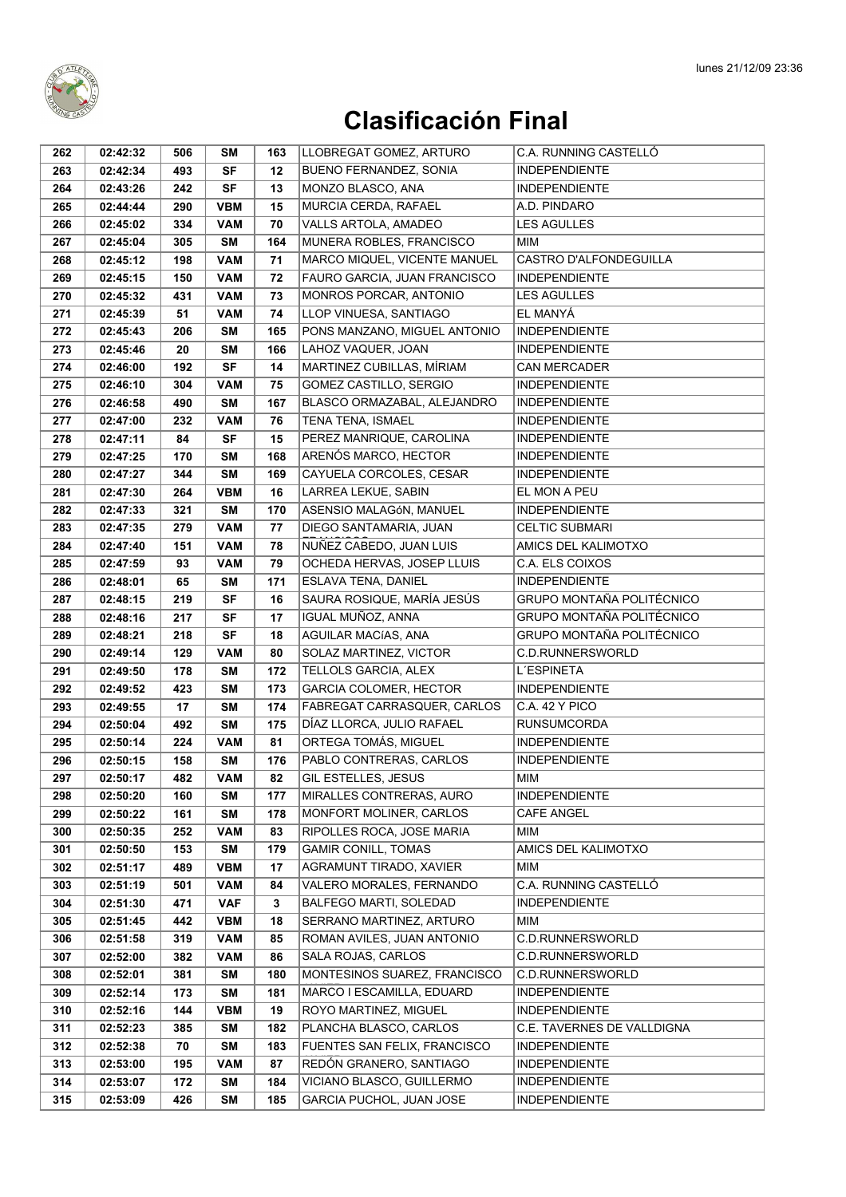# Clasificación Final

| 262 | 02:42:32 | 506 | SM | 163 | LLOBREGAT GOMEZ, ARTURO | C.A. RUNNING CASTELLÓ |
|---|---|---|---|---|---|---|
| 263 | 02:42:34 | 493 | SF | 12 | BUENO FERNANDEZ, SONIA | INDEPENDIENTE |
| 264 | 02:43:26 | 242 | SF | 13 | MONZO BLASCO, ANA | INDEPENDIENTE |
| 265 | 02:44:44 | 290 | VBM | 15 | MURCIA CERDA, RAFAEL | A.D. PINDARO |
| 266 | 02:45:02 | 334 | VAM | 70 | VALLS ARTOLA, AMADEO | LES AGULLES |
| 267 | 02:45:04 | 305 | SM | 164 | MUNERA ROBLES, FRANCISCO | MIM |
| 268 | 02:45:12 | 198 | VAM | 71 | MARCO MIQUEL, VICENTE MANUEL | CASTRO D'ALFONDEGUILLA |
| 269 | 02:45:15 | 150 | VAM | 72 | FAURO GARCIA, JUAN FRANCISCO | INDEPENDIENTE |
| 270 | 02:45:32 | 431 | VAM | 73 | MONROS PORCAR, ANTONIO | LES AGULLES |
| 271 | 02:45:39 | 51 | VAM | 74 | LLOP VINUESA, SANTIAGO | EL MANYÁ |
| 272 | 02:45:43 | 206 | SM | 165 | PONS MANZANO, MIGUEL ANTONIO | INDEPENDIENTE |
| 273 | 02:45:46 | 20 | SM | 166 | LAHOZ VAQUER, JOAN | INDEPENDIENTE |
| 274 | 02:46:00 | 192 | SF | 14 | MARTINEZ CUBILLAS, MÍRIAM | CAN MERCADER |
| 275 | 02:46:10 | 304 | VAM | 75 | GOMEZ CASTILLO, SERGIO | INDEPENDIENTE |
| 276 | 02:46:58 | 490 | SM | 167 | BLASCO ORMAZABAL, ALEJANDRO | INDEPENDIENTE |
| 277 | 02:47:00 | 232 | VAM | 76 | TENA TENA, ISMAEL | INDEPENDIENTE |
| 278 | 02:47:11 | 84 | SF | 15 | PEREZ MANRIQUE, CAROLINA | INDEPENDIENTE |
| 279 | 02:47:25 | 170 | SM | 168 | ARENÓS MARCO, HECTOR | INDEPENDIENTE |
| 280 | 02:47:27 | 344 | SM | 169 | CAYUELA CORCOLES, CESAR | INDEPENDIENTE |
| 281 | 02:47:30 | 264 | VBM | 16 | LARREA LEKUE, SABIN | EL MON A PEU |
| 282 | 02:47:33 | 321 | SM | 170 | ASENSIO MALAGóN, MANUEL | INDEPENDIENTE |
| 283 | 02:47:35 | 279 | VAM | 77 | DIEGO SANTAMARIA, JUAN | CELTIC SUBMARI |
| 284 | 02:47:40 | 151 | VAM | 78 | NUÑEZ CABEDO, JUAN LUIS | AMICS DEL KALIMOTXO |
| 285 | 02:47:59 | 93 | VAM | 79 | OCHEDA HERVAS, JOSEP LLUIS | C.A. ELS COIXOS |
| 286 | 02:48:01 | 65 | SM | 171 | ESLAVA TENA, DANIEL | INDEPENDIENTE |
| 287 | 02:48:15 | 219 | SF | 16 | SAURA ROSIQUE, MARÍA JESÚS | GRUPO MONTAÑA POLITÉCNICO |
| 288 | 02:48:16 | 217 | SF | 17 | IGUAL MUÑOZ, ANNA | GRUPO MONTAÑA POLITÉCNICO |
| 289 | 02:48:21 | 218 | SF | 18 | AGUILAR MACíAS, ANA | GRUPO MONTAÑA POLITÉCNICO |
| 290 | 02:49:14 | 129 | VAM | 80 | SOLAZ MARTINEZ, VICTOR | C.D.RUNNERSWORLD |
| 291 | 02:49:50 | 178 | SM | 172 | TELLOLS GARCIA, ALEX | L´ESPINETA |
| 292 | 02:49:52 | 423 | SM | 173 | GARCIA COLOMER, HECTOR | INDEPENDIENTE |
| 293 | 02:49:55 | 17 | SM | 174 | FABREGAT CARRASQUER, CARLOS | C.A. 42 Y PICO |
| 294 | 02:50:04 | 492 | SM | 175 | DÍAZ LLORCA, JULIO RAFAEL | RUNSUMCORDA |
| 295 | 02:50:14 | 224 | VAM | 81 | ORTEGA TOMÁS, MIGUEL | INDEPENDIENTE |
| 296 | 02:50:15 | 158 | SM | 176 | PABLO CONTRERAS, CARLOS | INDEPENDIENTE |
| 297 | 02:50:17 | 482 | VAM | 82 | GIL ESTELLES, JESUS | MIM |
| 298 | 02:50:20 | 160 | SM | 177 | MIRALLES CONTRERAS, AURO | INDEPENDIENTE |
| 299 | 02:50:22 | 161 | SM | 178 | MONFORT MOLINER, CARLOS | CAFE ANGEL |
| 300 | 02:50:35 | 252 | VAM | 83 | RIPOLLES ROCA, JOSE MARIA | MIM |
| 301 | 02:50:50 | 153 | SM | 179 | GAMIR CONILL, TOMAS | AMICS DEL KALIMOTXO |
| 302 | 02:51:17 | 489 | VBM | 17 | AGRAMUNT TIRADO, XAVIER | MIM |
| 303 | 02:51:19 | 501 | VAM | 84 | VALERO MORALES, FERNANDO | C.A. RUNNING CASTELLÓ |
| 304 | 02:51:30 | 471 | VAF | 3 | BALFEGO MARTI, SOLEDAD | INDEPENDIENTE |
| 305 | 02:51:45 | 442 | VBM | 18 | SERRANO MARTINEZ, ARTURO | MIM |
| 306 | 02:51:58 | 319 | VAM | 85 | ROMAN AVILES, JUAN ANTONIO | C.D.RUNNERSWORLD |
| 307 | 02:52:00 | 382 | VAM | 86 | SALA ROJAS, CARLOS | C.D.RUNNERSWORLD |
| 308 | 02:52:01 | 381 | SM | 180 | MONTESINOS SUAREZ, FRANCISCO | C.D.RUNNERSWORLD |
| 309 | 02:52:14 | 173 | SM | 181 | MARCO I ESCAMILLA, EDUARD | INDEPENDIENTE |
| 310 | 02:52:16 | 144 | VBM | 19 | ROYO MARTINEZ, MIGUEL | INDEPENDIENTE |
| 311 | 02:52:23 | 385 | SM | 182 | PLANCHA BLASCO, CARLOS | C.E. TAVERNES DE VALLDIGNA |
| 312 | 02:52:38 | 70 | SM | 183 | FUENTES SAN FELIX, FRANCISCO | INDEPENDIENTE |
| 313 | 02:53:00 | 195 | VAM | 87 | REDÓN GRANERO, SANTIAGO | INDEPENDIENTE |
| 314 | 02:53:07 | 172 | SM | 184 | VICIANO BLASCO, GUILLERMO | INDEPENDIENTE |
| 315 | 02:53:09 | 426 | SM | 185 | GARCIA PUCHOL, JUAN JOSE | INDEPENDIENTE |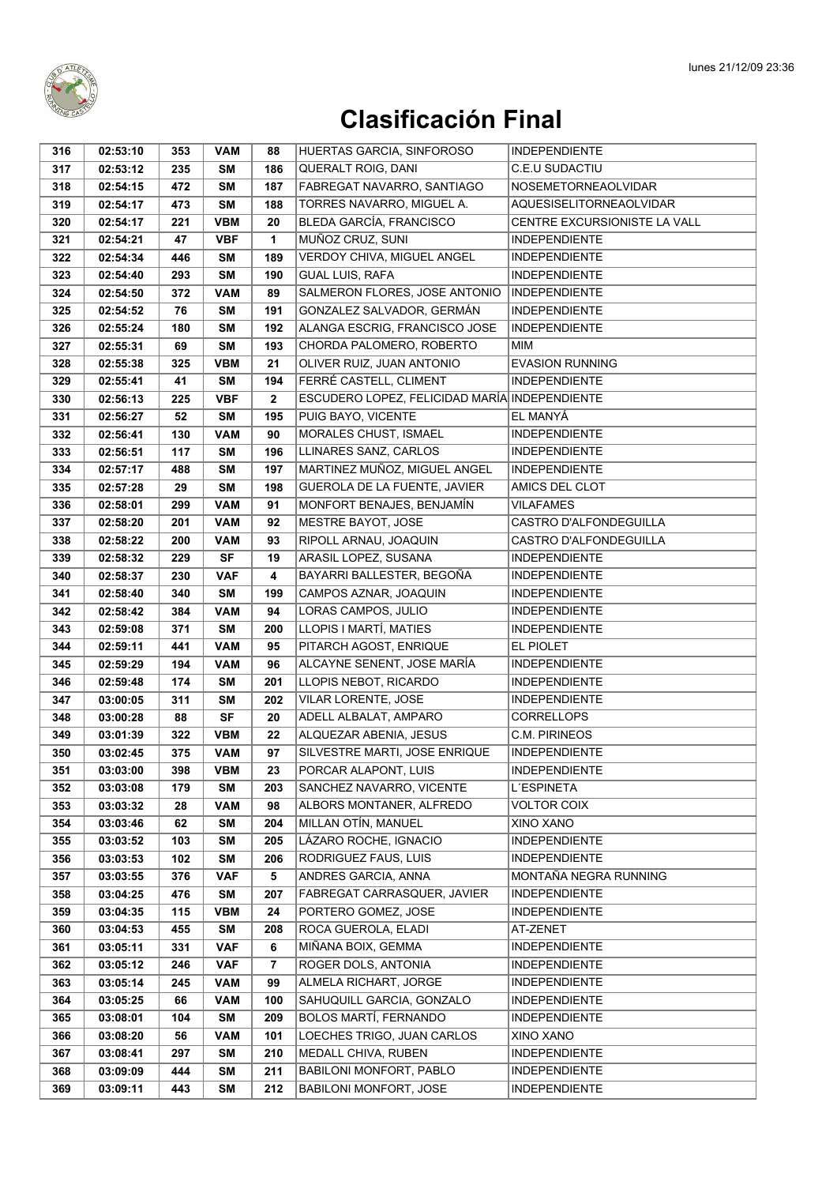# Clasificación Final

| | | | | | | |
|---|---|---|---|---|---|---|
| 316 | 02:53:10 | 353 | VAM | 88 | HUERTAS GARCIA, SINFOROSO | INDEPENDIENTE |
| 317 | 02:53:12 | 235 | SM | 186 | QUERALT ROIG, DANI | C.E.U SUDACTIU |
| 318 | 02:54:15 | 472 | SM | 187 | FABREGAT NAVARRO, SANTIAGO | NOSEMETORNEAOLVIDAR |
| 319 | 02:54:17 | 473 | SM | 188 | TORRES NAVARRO, MIGUEL A. | AQUESISELITORNEAOLVIDAR |
| 320 | 02:54:17 | 221 | VBM | 20 | BLEDA GARCÍA, FRANCISCO | CENTRE EXCURSIONISTE LA VALL |
| 321 | 02:54:21 | 47 | VBF | 1 | MUÑOZ CRUZ, SUNI | INDEPENDIENTE |
| 322 | 02:54:34 | 446 | SM | 189 | VERDOY CHIVA, MIGUEL ANGEL | INDEPENDIENTE |
| 323 | 02:54:40 | 293 | SM | 190 | GUAL LUIS, RAFA | INDEPENDIENTE |
| 324 | 02:54:50 | 372 | VAM | 89 | SALMERON FLORES, JOSE ANTONIO | INDEPENDIENTE |
| 325 | 02:54:52 | 76 | SM | 191 | GONZALEZ SALVADOR, GERMÁN | INDEPENDIENTE |
| 326 | 02:55:24 | 180 | SM | 192 | ALANGA ESCRIG, FRANCISCO JOSE | INDEPENDIENTE |
| 327 | 02:55:31 | 69 | SM | 193 | CHORDA PALOMERO, ROBERTO | MIM |
| 328 | 02:55:38 | 325 | VBM | 21 | OLIVER RUIZ, JUAN ANTONIO | EVASION RUNNING |
| 329 | 02:55:41 | 41 | SM | 194 | FERRÉ CASTELL, CLIMENT | INDEPENDIENTE |
| 330 | 02:56:13 | 225 | VBF | 2 | ESCUDERO LOPEZ, FELICIDAD MARÍA | INDEPENDIENTE |
| 331 | 02:56:27 | 52 | SM | 195 | PUIG BAYO, VICENTE | EL MANYÁ |
| 332 | 02:56:41 | 130 | VAM | 90 | MORALES CHUST, ISMAEL | INDEPENDIENTE |
| 333 | 02:56:51 | 117 | SM | 196 | LLINARES SANZ, CARLOS | INDEPENDIENTE |
| 334 | 02:57:17 | 488 | SM | 197 | MARTINEZ MUÑOZ, MIGUEL ANGEL | INDEPENDIENTE |
| 335 | 02:57:28 | 29 | SM | 198 | GUEROLA DE LA FUENTE, JAVIER | AMICS DEL CLOT |
| 336 | 02:58:01 | 299 | VAM | 91 | MONFORT BENAJES, BENJAMÍN | VILAFAMES |
| 337 | 02:58:20 | 201 | VAM | 92 | MESTRE BAYOT, JOSE | CASTRO D'ALFONDEGUILLA |
| 338 | 02:58:22 | 200 | VAM | 93 | RIPOLL ARNAU, JOAQUIN | CASTRO D'ALFONDEGUILLA |
| 339 | 02:58:32 | 229 | SF | 19 | ARASIL LOPEZ, SUSANA | INDEPENDIENTE |
| 340 | 02:58:37 | 230 | VAF | 4 | BAYARRI BALLESTER, BEGOÑA | INDEPENDIENTE |
| 341 | 02:58:40 | 340 | SM | 199 | CAMPOS AZNAR, JOAQUIN | INDEPENDIENTE |
| 342 | 02:58:42 | 384 | VAM | 94 | LORAS CAMPOS, JULIO | INDEPENDIENTE |
| 343 | 02:59:08 | 371 | SM | 200 | LLOPIS I MARTÍ, MATIES | INDEPENDIENTE |
| 344 | 02:59:11 | 441 | VAM | 95 | PITARCH AGOST, ENRIQUE | EL PIOLET |
| 345 | 02:59:29 | 194 | VAM | 96 | ALCAYNE SENENT, JOSE MARÍA | INDEPENDIENTE |
| 346 | 02:59:48 | 174 | SM | 201 | LLOPIS NEBOT, RICARDO | INDEPENDIENTE |
| 347 | 03:00:05 | 311 | SM | 202 | VILAR LORENTE, JOSE | INDEPENDIENTE |
| 348 | 03:00:28 | 88 | SF | 20 | ADELL ALBALAT, AMPARO | CORRELLOPS |
| 349 | 03:01:39 | 322 | VBM | 22 | ALQUEZAR ABENIA, JESUS | C.M. PIRINEOS |
| 350 | 03:02:45 | 375 | VAM | 97 | SILVESTRE MARTI, JOSE ENRIQUE | INDEPENDIENTE |
| 351 | 03:03:00 | 398 | VBM | 23 | PORCAR ALAPONT, LUIS | INDEPENDIENTE |
| 352 | 03:03:08 | 179 | SM | 203 | SANCHEZ NAVARRO, VICENTE | L´ESPINETA |
| 353 | 03:03:32 | 28 | VAM | 98 | ALBORS MONTANER, ALFREDO | VOLTOR COIX |
| 354 | 03:03:46 | 62 | SM | 204 | MILLAN OTÍN, MANUEL | XINO XANO |
| 355 | 03:03:52 | 103 | SM | 205 | LÁZARO ROCHE, IGNACIO | INDEPENDIENTE |
| 356 | 03:03:53 | 102 | SM | 206 | RODRIGUEZ FAUS, LUIS | INDEPENDIENTE |
| 357 | 03:03:55 | 376 | VAF | 5 | ANDRES GARCIA, ANNA | MONTAÑA NEGRA RUNNING |
| 358 | 03:04:25 | 476 | SM | 207 | FABREGAT CARRASQUER, JAVIER | INDEPENDIENTE |
| 359 | 03:04:35 | 115 | VBM | 24 | PORTERO GOMEZ, JOSE | INDEPENDIENTE |
| 360 | 03:04:53 | 455 | SM | 208 | ROCA GUEROLA, ELADI | AT-ZENET |
| 361 | 03:05:11 | 331 | VAF | 6 | MIÑANA BOIX, GEMMA | INDEPENDIENTE |
| 362 | 03:05:12 | 246 | VAF | 7 | ROGER DOLS, ANTONIA | INDEPENDIENTE |
| 363 | 03:05:14 | 245 | VAM | 99 | ALMELA RICHART, JORGE | INDEPENDIENTE |
| 364 | 03:05:25 | 66 | VAM | 100 | SAHUQUILL GARCIA, GONZALO | INDEPENDIENTE |
| 365 | 03:08:01 | 104 | SM | 209 | BOLOS MARTÍ, FERNANDO | INDEPENDIENTE |
| 366 | 03:08:20 | 56 | VAM | 101 | LOECHES TRIGO, JUAN CARLOS | XINO XANO |
| 367 | 03:08:41 | 297 | SM | 210 | MEDALL CHIVA, RUBEN | INDEPENDIENTE |
| 368 | 03:09:09 | 444 | SM | 211 | BABILONI MONFORT, PABLO | INDEPENDIENTE |
| 369 | 03:09:11 | 443 | SM | 212 | BABILONI MONFORT, JOSE | INDEPENDIENTE |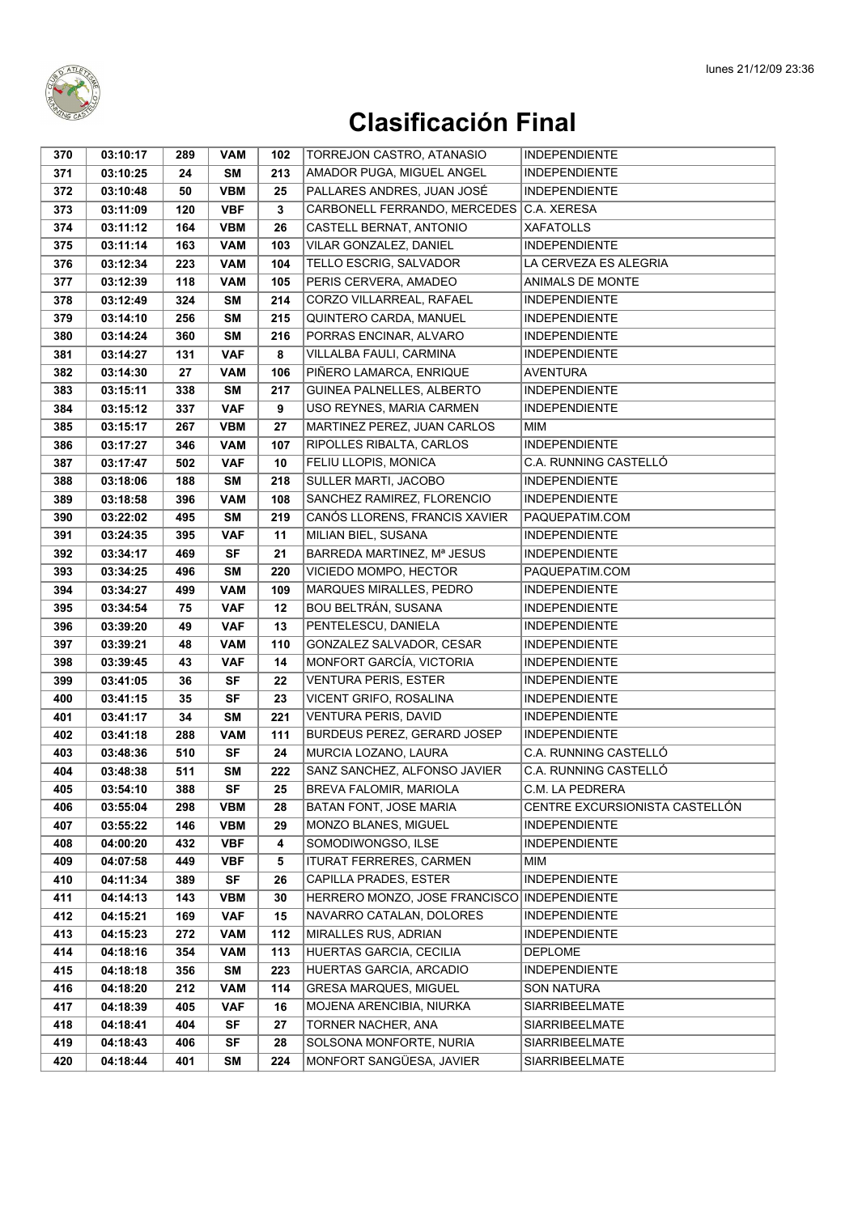# Clasificación Final

| | | | | | | |
|---|---|---|---|---|---|---|
| 370 | 03:10:17 | 289 | VAM | 102 | TORREJON CASTRO, ATANASIO | INDEPENDIENTE |
| 371 | 03:10:25 | 24 | SM | 213 | AMADOR PUGA, MIGUEL ANGEL | INDEPENDIENTE |
| 372 | 03:10:48 | 50 | VBM | 25 | PALLARES ANDRES, JUAN JOSÉ | INDEPENDIENTE |
| 373 | 03:11:09 | 120 | VBF | 3 | CARBONELL FERRANDO, MERCEDES | C.A. XERESA |
| 374 | 03:11:12 | 164 | VBM | 26 | CASTELL BERNAT, ANTONIO | XAFATOLLS |
| 375 | 03:11:14 | 163 | VAM | 103 | VILAR GONZALEZ, DANIEL | INDEPENDIENTE |
| 376 | 03:12:34 | 223 | VAM | 104 | TELLO ESCRIG, SALVADOR | LA CERVEZA ES ALEGRIA |
| 377 | 03:12:39 | 118 | VAM | 105 | PERIS CERVERA, AMADEO | ANIMALS DE MONTE |
| 378 | 03:12:49 | 324 | SM | 214 | CORZO VILLARREAL, RAFAEL | INDEPENDIENTE |
| 379 | 03:14:10 | 256 | SM | 215 | QUINTERO CARDA, MANUEL | INDEPENDIENTE |
| 380 | 03:14:24 | 360 | SM | 216 | PORRAS ENCINAR, ALVARO | INDEPENDIENTE |
| 381 | 03:14:27 | 131 | VAF | 8 | VILLALBA FAULI, CARMINA | INDEPENDIENTE |
| 382 | 03:14:30 | 27 | VAM | 106 | PIÑERO LAMARCA, ENRIQUE | AVENTURA |
| 383 | 03:15:11 | 338 | SM | 217 | GUINEA PALNELLES, ALBERTO | INDEPENDIENTE |
| 384 | 03:15:12 | 337 | VAF | 9 | USO REYNES, MARIA CARMEN | INDEPENDIENTE |
| 385 | 03:15:17 | 267 | VBM | 27 | MARTINEZ PEREZ, JUAN CARLOS | MIM |
| 386 | 03:17:27 | 346 | VAM | 107 | RIPOLLES RIBALTA, CARLOS | INDEPENDIENTE |
| 387 | 03:17:47 | 502 | VAF | 10 | FELIU LLOPIS, MONICA | C.A. RUNNING CASTELLÓ |
| 388 | 03:18:06 | 188 | SM | 218 | SULLER MARTI, JACOBO | INDEPENDIENTE |
| 389 | 03:18:58 | 396 | VAM | 108 | SANCHEZ RAMIREZ, FLORENCIO | INDEPENDIENTE |
| 390 | 03:22:02 | 495 | SM | 219 | CANÓS LLORENS, FRANCIS XAVIER | PAQUEPATIM.COM |
| 391 | 03:24:35 | 395 | VAF | 11 | MILIAN BIEL, SUSANA | INDEPENDIENTE |
| 392 | 03:34:17 | 469 | SF | 21 | BARREDA MARTINEZ, Mª JESUS | INDEPENDIENTE |
| 393 | 03:34:25 | 496 | SM | 220 | VICIEDO MOMPO, HECTOR | PAQUEPATIM.COM |
| 394 | 03:34:27 | 499 | VAM | 109 | MARQUES MIRALLES, PEDRO | INDEPENDIENTE |
| 395 | 03:34:54 | 75 | VAF | 12 | BOU BELTRÁN, SUSANA | INDEPENDIENTE |
| 396 | 03:39:20 | 49 | VAF | 13 | PENTELESCU, DANIELA | INDEPENDIENTE |
| 397 | 03:39:21 | 48 | VAM | 110 | GONZALEZ SALVADOR, CESAR | INDEPENDIENTE |
| 398 | 03:39:45 | 43 | VAF | 14 | MONFORT GARCÍA, VICTORIA | INDEPENDIENTE |
| 399 | 03:41:05 | 36 | SF | 22 | VENTURA PERIS, ESTER | INDEPENDIENTE |
| 400 | 03:41:15 | 35 | SF | 23 | VICENT GRIFO, ROSALINA | INDEPENDIENTE |
| 401 | 03:41:17 | 34 | SM | 221 | VENTURA PERIS, DAVID | INDEPENDIENTE |
| 402 | 03:41:18 | 288 | VAM | 111 | BURDEUS PEREZ, GERARD JOSEP | INDEPENDIENTE |
| 403 | 03:48:36 | 510 | SF | 24 | MURCIA LOZANO, LAURA | C.A. RUNNING CASTELLÓ |
| 404 | 03:48:38 | 511 | SM | 222 | SANZ SANCHEZ, ALFONSO JAVIER | C.A. RUNNING CASTELLÓ |
| 405 | 03:54:10 | 388 | SF | 25 | BREVA FALOMIR, MARIOLA | C.M. LA PEDRERA |
| 406 | 03:55:04 | 298 | VBM | 28 | BATAN FONT, JOSE MARIA | CENTRE EXCURSIONISTA CASTELLÓN |
| 407 | 03:55:22 | 146 | VBM | 29 | MONZO BLANES, MIGUEL | INDEPENDIENTE |
| 408 | 04:00:20 | 432 | VBF | 4 | SOMODIWONGSO, ILSE | INDEPENDIENTE |
| 409 | 04:07:58 | 449 | VBF | 5 | ITURAT FERRERES, CARMEN | MIM |
| 410 | 04:11:34 | 389 | SF | 26 | CAPILLA PRADES, ESTER | INDEPENDIENTE |
| 411 | 04:14:13 | 143 | VBM | 30 | HERRERO MONZO, JOSE FRANCISCO | INDEPENDIENTE |
| 412 | 04:15:21 | 169 | VAF | 15 | NAVARRO CATALAN, DOLORES | INDEPENDIENTE |
| 413 | 04:15:23 | 272 | VAM | 112 | MIRALLES RUS, ADRIAN | INDEPENDIENTE |
| 414 | 04:18:16 | 354 | VAM | 113 | HUERTAS GARCIA, CECILIA | DEPLOME |
| 415 | 04:18:18 | 356 | SM | 223 | HUERTAS GARCIA, ARCADIO | INDEPENDIENTE |
| 416 | 04:18:20 | 212 | VAM | 114 | GRESA MARQUES, MIGUEL | SON NATURA |
| 417 | 04:18:39 | 405 | VAF | 16 | MOJENA ARENCIBIA, NIURKA | SIARRIBEELMATE |
| 418 | 04:18:41 | 404 | SF | 27 | TORNER NACHER, ANA | SIARRIBEELMATE |
| 419 | 04:18:43 | 406 | SF | 28 | SOLSONA MONFORTE, NURIA | SIARRIBEELMATE |
| 420 | 04:18:44 | 401 | SM | 224 | MONFORT SANGÜESA, JAVIER | SIARRIBEELMATE |